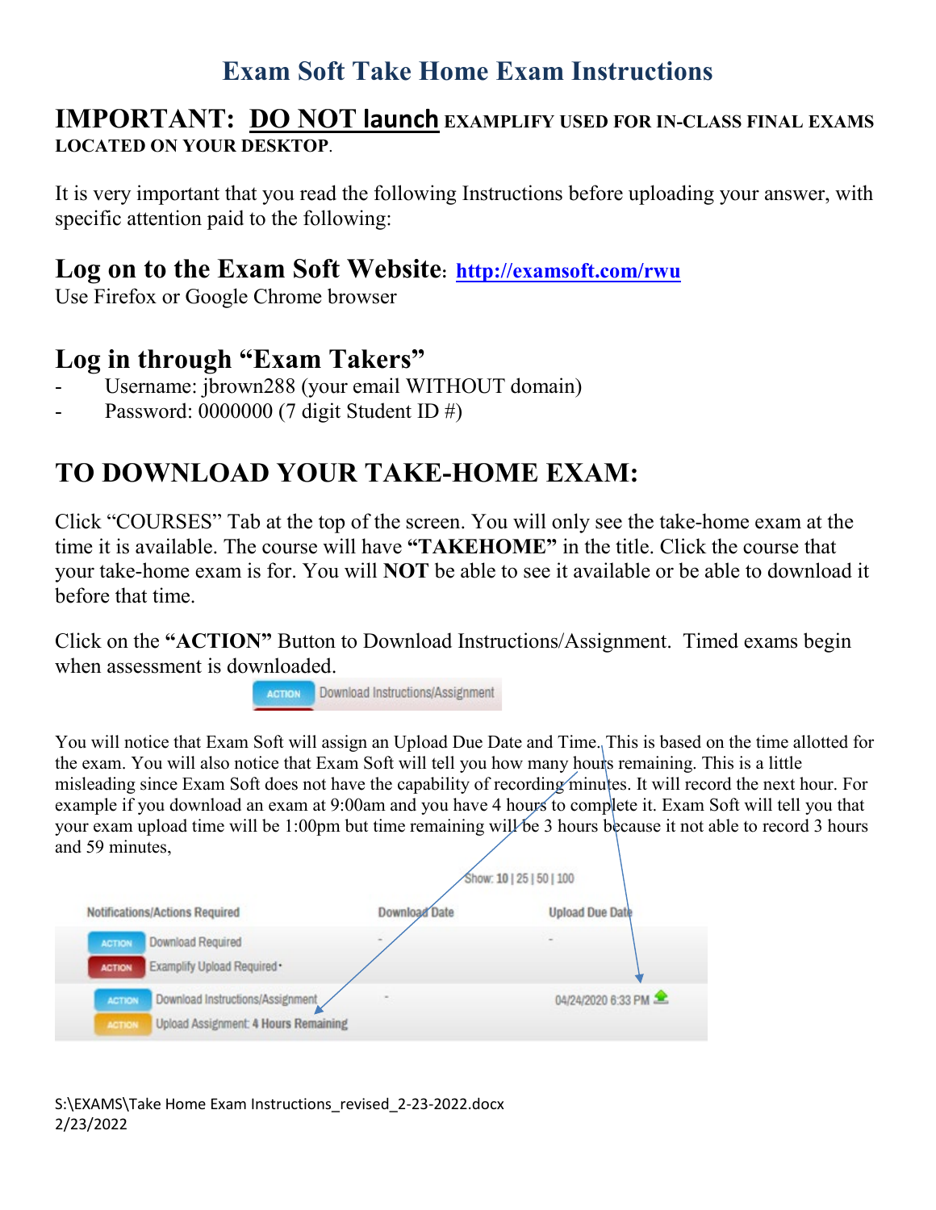# Exam Soft Take Home Exam Instructions

## IMPORTANT: DO NOT launch EXAMPLIFY USED FOR IN-CLASS FINAL EXAMS LOCATED ON YOUR DESKTOP.

It is very important that you read the following Instructions before uploading your answer, with specific attention paid to the following:

## Log on to the Exam Soft Website: [http://examsoft.com/rwu](http://examsoft.com/rwu)

Use Firefox or Google Chrome browser

## Log in through "Exam Takers"

- Username: jbrown288 (your email WITHOUT domain)
- Password: 0000000 (7 digit Student ID #)

## TO DOWNLOAD YOUR TAKE-HOME EXAM:

Click "COURSES" Tab at the top of the screen. You will only see the take-home exam at the time it is available. The course will have **"TAKEHOME"** in the title. Click the course that your take-home exam is for. You will **NOT** be able to see it available or be able to download it before that time.

Click on the **"ACTION"** Button to Download Instructions/Assignment. Timed exams begin when assessment is downloaded.

ACTION Download Instructions/Assignment

You will notice that Exam Soft will assign an Upload Due Date and Time. This is based on the time allotted for the exam. You will also notice that Exam Soft will tell you how many hours remaining. This is a little misleading since Exam Soft does not have the capability of recording minutes. It will record the next hour. For example if you download an exam at 9:00am and you have 4 hours to complete it. Exam Soft will tell you that your exam upload time will be 1:00pm but time remaining will be 3 hours because it not able to record 3 hours and 59 minutes,

Show: 10 | 25 | 50 | 100

| Notifications/Actions Required | Download Date | Upload Due Date |
|---|---|---|
| ACTION Download Required<br>ACTION Examplify Upload Required • | - | - |
| ACTION Download Instructions/Assignment<br>ACTION Upload Assignment: 4 Hours Remaining | - | 04/24/2020 6:33 PM |

S:\EXAMS\Take Home Exam Instructions_revised_2-23-2022.docx
2/23/2022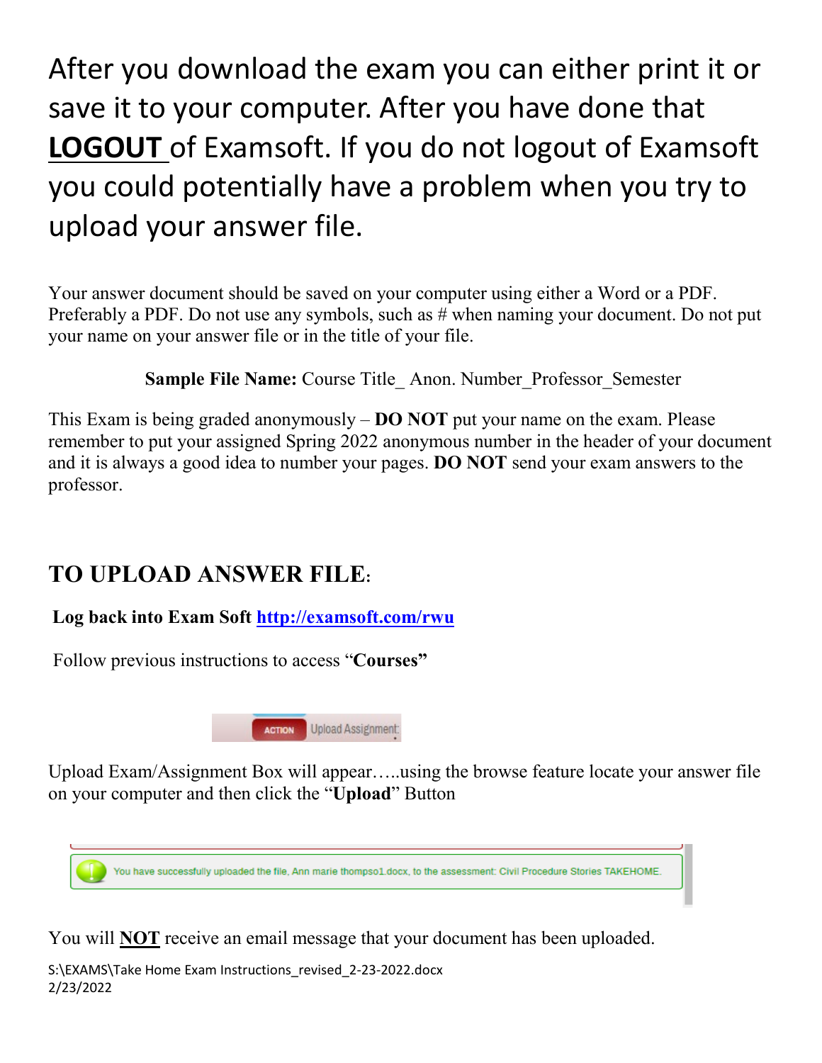After you download the exam you can either print it or save it to your computer. After you have done that **LOGOUT** of Examsoft. If you do not logout of Examsoft you could potentially have a problem when you try to upload your answer file.

Your answer document should be saved on your computer using either a Word or a PDF. Preferably a PDF. Do not use any symbols, such as # when naming your document. Do not put your name on your answer file or in the title of your file.

**Sample File Name:** Course Title_ Anon. Number_Professor_Semester

This Exam is being graded anonymously – **DO NOT** put your name on the exam. Please remember to put your assigned Spring 2022 anonymous number in the header of your document and it is always a good idea to number your pages. **DO NOT** send your exam answers to the professor.

## TO UPLOAD ANSWER FILE:

**Log back into Exam Soft [http://examsoft.com/rwu](http://examsoft.com/rwu)**

Follow previous instructions to access "**Courses"**

ACTION Upload Assignment

Upload Exam/Assignment Box will appear…..using the browse feature locate your answer file on your computer and then click the "**Upload**" Button

You have successfully uploaded the file, Ann marie thompso1.docx, to the assessment: Civil Procedure Stories TAKEHOME.

You will **NOT** receive an email message that your document has been uploaded.

S:\EXAMS\Take Home Exam Instructions_revised_2-23-2022.docx
2/23/2022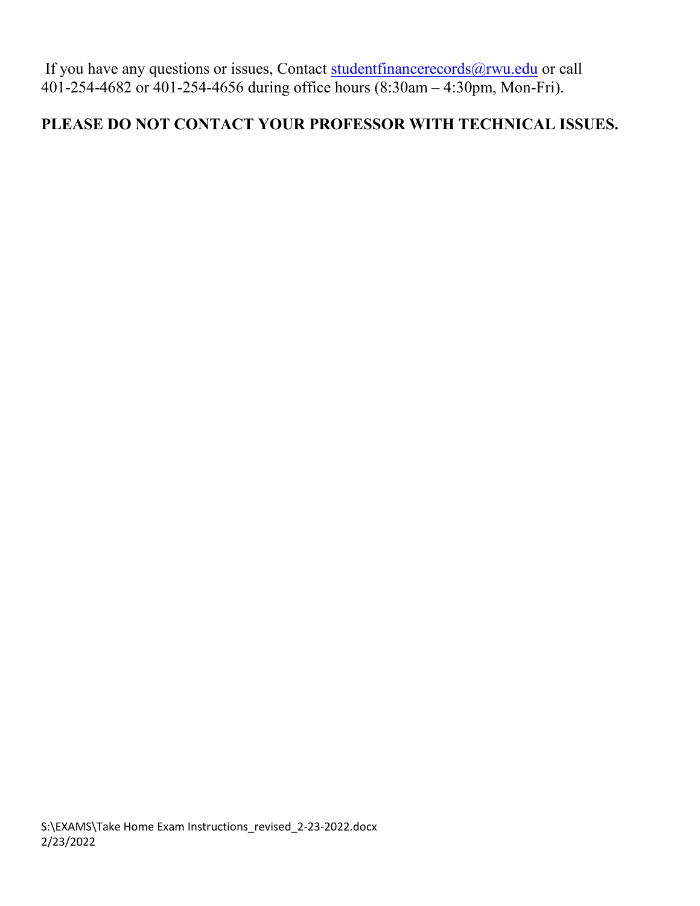If you have any questions or issues, Contact [studentfinancerecords@rwu.edu](mailto:studentfinancerecords@rwu.edu) or call 401-254-4682 or 401-254-4656 during office hours (8:30am – 4:30pm, Mon-Fri).

**PLEASE DO NOT CONTACT YOUR PROFESSOR WITH TECHNICAL ISSUES.**